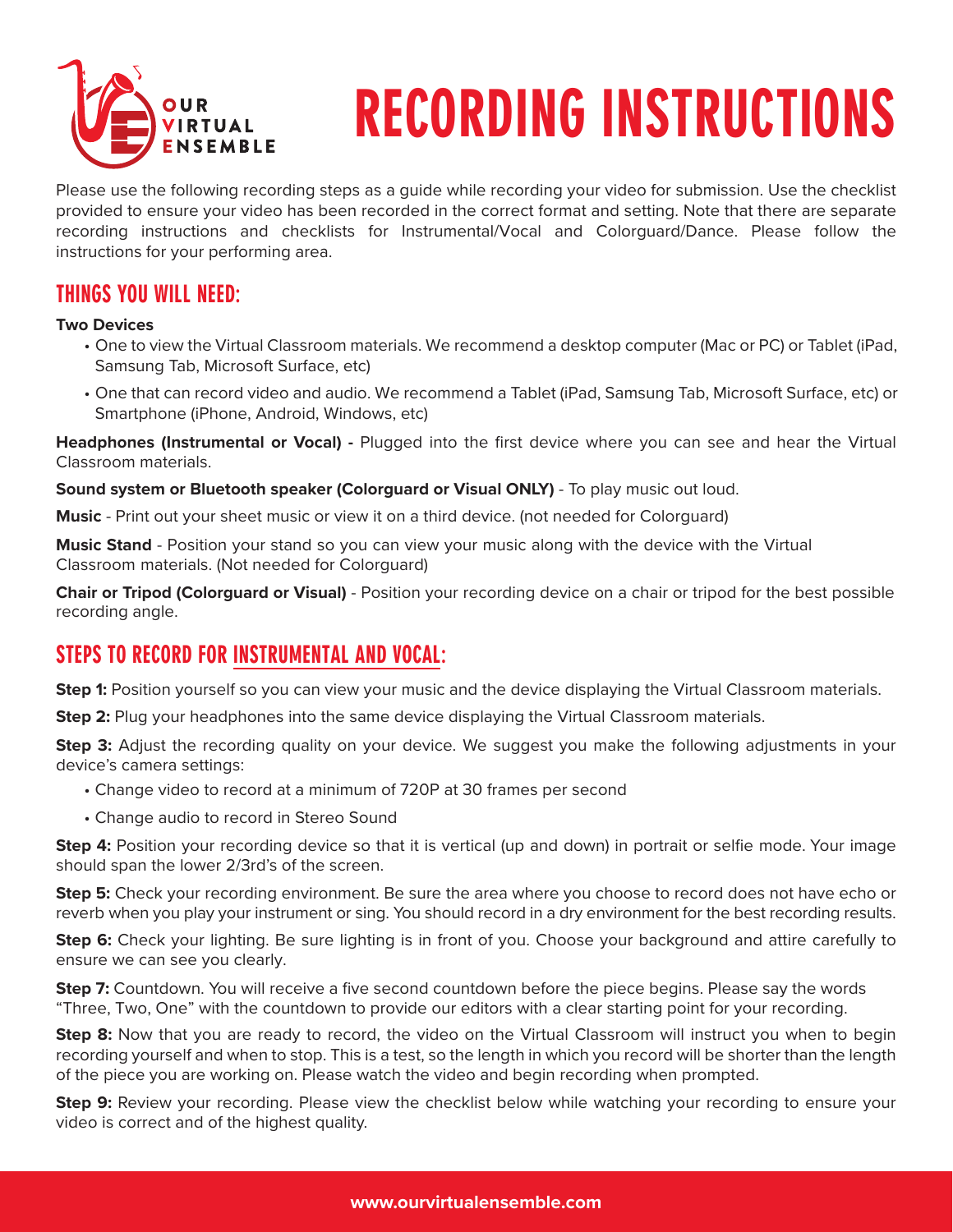# RECORDING INSTRUCTIONS

Please use the following recording steps as a guide while recording your video for submission. Use the checklist provided to ensure your video has been recorded in the correct format and setting. Note that there are separate recording instructions and checklists for Instrumental/Vocal and Colorguard/Dance. Please follow the instructions for your performing area.

## THINGS YOU WILL NEED:

**Two Devices**

- One to view the Virtual Classroom materials. We recommend a desktop computer (Mac or PC) or Tablet (iPad, Samsung Tab, Microsoft Surface, etc)
- One that can record video and audio. We recommend a Tablet (iPad, Samsung Tab, Microsoft Surface, etc) or Smartphone (iPhone, Android, Windows, etc)

**Headphones (Instrumental or Vocal) -** Plugged into the first device where you can see and hear the Virtual Classroom materials.

**Sound system or Bluetooth speaker (Colorguard or Visual ONLY)** - To play music out loud.

**Music** - Print out your sheet music or view it on a third device. (not needed for Colorguard)

**Music Stand** - Position your stand so you can view your music along with the device with the Virtual Classroom materials. (Not needed for Colorguard)

**Chair or Tripod (Colorguard or Visual)** - Position your recording device on a chair or tripod for the best possible recording angle.

## STEPS TO RECORD FOR INSTRUMENTAL AND VOCAL:

**Step 1:** Position yourself so you can view your music and the device displaying the Virtual Classroom materials.

**Step 2:** Plug your headphones into the same device displaying the Virtual Classroom materials.

**Step 3:** Adjust the recording quality on your device. We suggest you make the following adjustments in your device's camera settings:

- Change video to record at a minimum of 720P at 30 frames per second
- Change audio to record in Stereo Sound

**Step 4:** Position your recording device so that it is vertical (up and down) in portrait or selfie mode. Your image should span the lower 2/3rd's of the screen.

**Step 5:** Check your recording environment. Be sure the area where you choose to record does not have echo or reverb when you play your instrument or sing. You should record in a dry environment for the best recording results.

**Step 6:** Check your lighting. Be sure lighting is in front of you. Choose your background and attire carefully to ensure we can see you clearly.

**Step 7:** Countdown. You will receive a five second countdown before the piece begins. Please say the words "Three, Two, One" with the countdown to provide our editors with a clear starting point for your recording.

**Step 8:** Now that you are ready to record, the video on the Virtual Classroom will instruct you when to begin recording yourself and when to stop. This is a test, so the length in which you record will be shorter than the length of the piece you are working on. Please watch the video and begin recording when prompted.

**Step 9:** Review your recording. Please view the checklist below while watching your recording to ensure your video is correct and of the highest quality.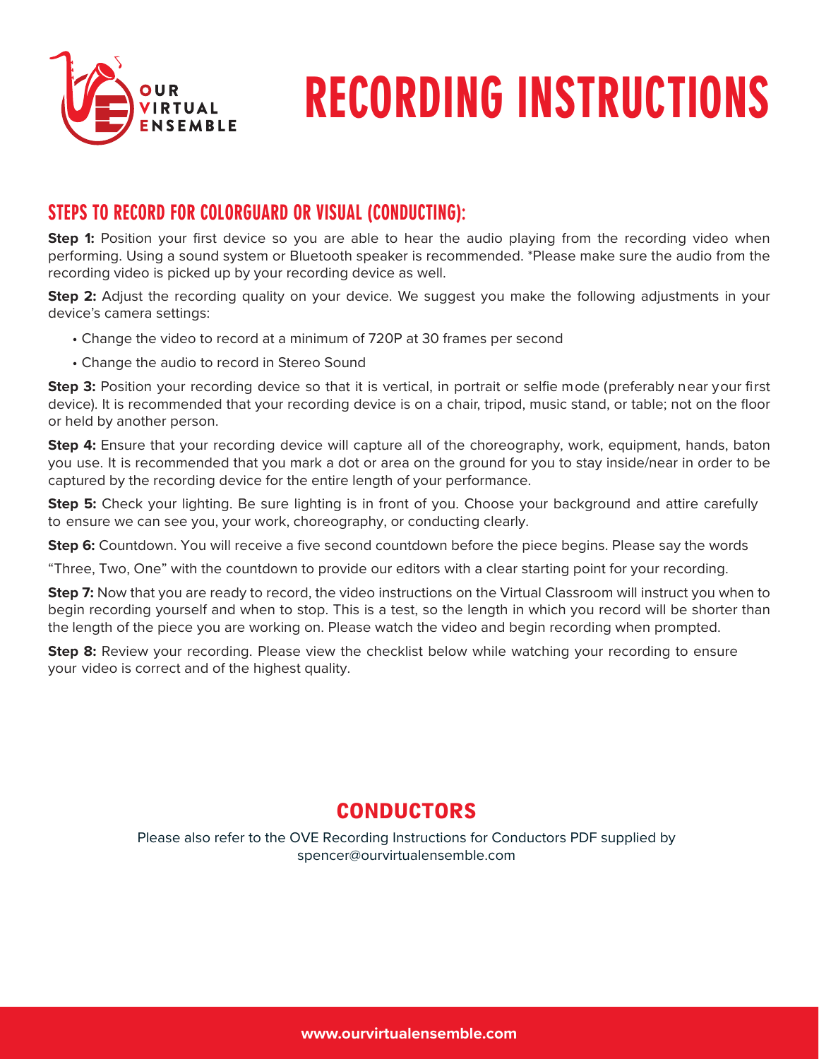# RECORDING INSTRUCTIONS

## STEPS TO RECORD FOR COLORGUARD OR VISUAL (CONDUCTING):

**Step 1:** Position your first device so you are able to hear the audio playing from the recording video when performing. Using a sound system or Bluetooth speaker is recommended. *Please make sure the audio from the recording video is picked up by your recording device as well.

**Step 2:** Adjust the recording quality on your device. We suggest you make the following adjustments in your device's camera settings:

- Change the video to record at a minimum of 720P at 30 frames per second
- Change the audio to record in Stereo Sound

**Step 3:** Position your recording device so that it is vertical, in portrait or selfie mode (preferably near your first device). It is recommended that your recording device is on a chair, tripod, music stand, or table; not on the floor or held by another person.

**Step 4:** Ensure that your recording device will capture all of the choreography, work, equipment, hands, baton you use. It is recommended that you mark a dot or area on the ground for you to stay inside/near in order to be captured by the recording device for the entire length of your performance.

**Step 5:** Check your lighting. Be sure lighting is in front of you. Choose your background and attire carefully to ensure we can see you, your work, choreography, or conducting clearly.

**Step 6:** Countdown. You will receive a five second countdown before the piece begins. Please say the words "Three, Two, One" with the countdown to provide our editors with a clear starting point for your recording.

**Step 7:** Now that you are ready to record, the video instructions on the Virtual Classroom will instruct you when to begin recording yourself and when to stop. This is a test, so the length in which you record will be shorter than the length of the piece you are working on. Please watch the video and begin recording when prompted.

**Step 8:** Review your recording. Please view the checklist below while watching your recording to ensure your video is correct and of the highest quality.

## CONDUCTORS

Please also refer to the OVE Recording Instructions for Conductors PDF supplied by spencer@ourvirtualensemble.com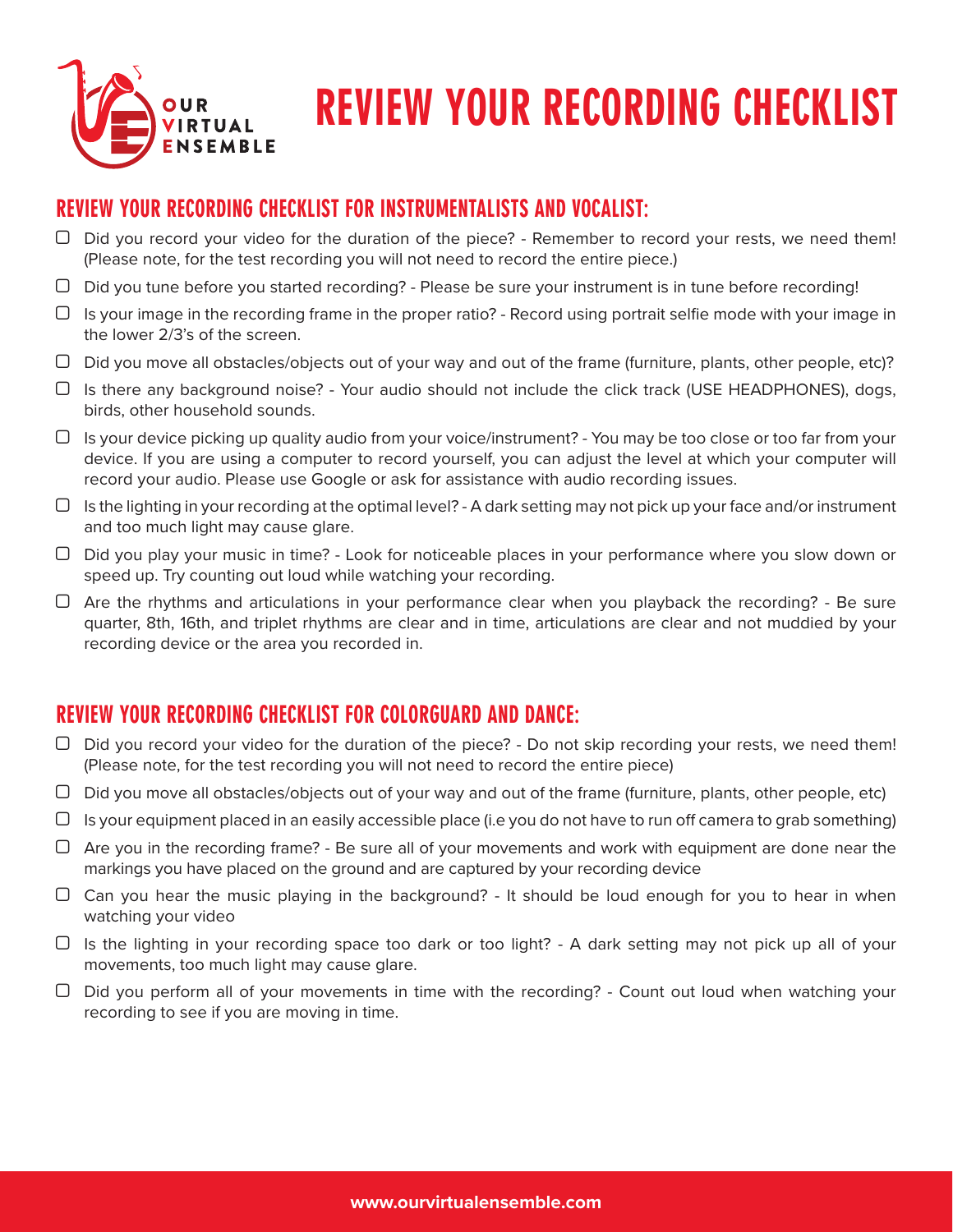# REVIEW YOUR RECORDING CHECKLIST

## REVIEW YOUR RECORDING CHECKLIST FOR INSTRUMENTALISTS AND VOCALIST:

- ☐ Did you record your video for the duration of the piece? - Remember to record your rests, we need them! (Please note, for the test recording you will not need to record the entire piece.)
- ☐ Did you tune before you started recording? - Please be sure your instrument is in tune before recording!
- ☐ Is your image in the recording frame in the proper ratio? - Record using portrait selfie mode with your image in the lower 2/3's of the screen.
- ☐ Did you move all obstacles/objects out of your way and out of the frame (furniture, plants, other people, etc)?
- ☐ Is there any background noise? - Your audio should not include the click track (USE HEADPHONES), dogs, birds, other household sounds.
- ☐ Is your device picking up quality audio from your voice/instrument? - You may be too close or too far from your device. If you are using a computer to record yourself, you can adjust the level at which your computer will record your audio. Please use Google or ask for assistance with audio recording issues.
- ☐ Is the lighting in your recording at the optimal level? - A dark setting may not pick up your face and/or instrument and too much light may cause glare.
- ☐ Did you play your music in time? - Look for noticeable places in your performance where you slow down or speed up. Try counting out loud while watching your recording.
- ☐ Are the rhythms and articulations in your performance clear when you playback the recording? - Be sure quarter, 8th, 16th, and triplet rhythms are clear and in time, articulations are clear and not muddied by your recording device or the area you recorded in.

## REVIEW YOUR RECORDING CHECKLIST FOR COLORGUARD AND DANCE:

- ☐ Did you record your video for the duration of the piece? - Do not skip recording your rests, we need them! (Please note, for the test recording you will not need to record the entire piece)
- ☐ Did you move all obstacles/objects out of your way and out of the frame (furniture, plants, other people, etc)
- ☐ Is your equipment placed in an easily accessible place (i.e you do not have to run off camera to grab something)
- ☐ Are you in the recording frame? - Be sure all of your movements and work with equipment are done near the markings you have placed on the ground and are captured by your recording device
- ☐ Can you hear the music playing in the background? - It should be loud enough for you to hear in when watching your video
- ☐ Is the lighting in your recording space too dark or too light? - A dark setting may not pick up all of your movements, too much light may cause glare.
- ☐ Did you perform all of your movements in time with the recording? - Count out loud when watching your recording to see if you are moving in time.